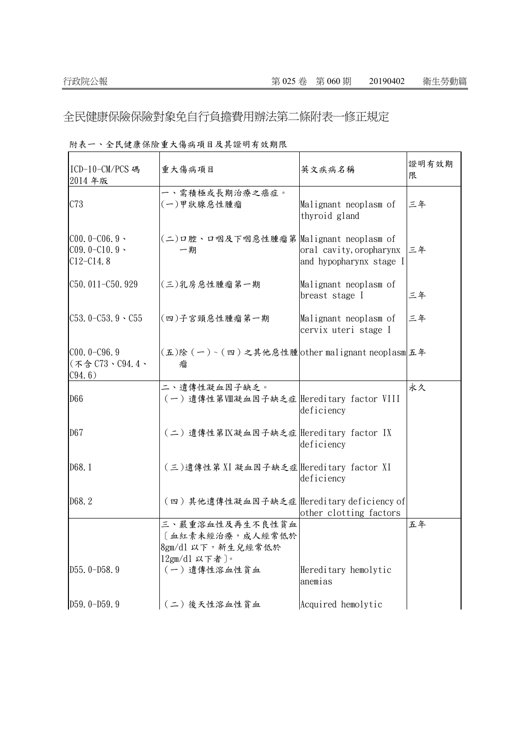# 全民健康保險保險對象免自行負擔費用辦法第二條附表一修正規定

附表一、全民健康保險重大傷病項目及其證明有效期限

| ICD-10-CM/PCS 碼 2014 年版 | 重大傷病項目 | 英文疾病名稱 | 證明有效期限 |
|---|---|---|---|
| | 一、需積極或長期治療之癌症。 | | |
| C73 | (一)甲狀腺惡性腫瘤 | Malignant neoplasm of thyroid gland | 三年 |
| C00.0-C06.9、C09.0-C10.9、C12-C14.8 | (二)口腔、口咽及下咽惡性腫瘤第一期 | Malignant neoplasm of oral cavity, oropharynx and hypopharynx stage I | 三年 |
| C50.011-C50.929 | (三)乳房惡性腫瘤第一期 | Malignant neoplasm of breast stage I | 三年 |
| C53.0-C53.9、C55 | (四)子宮頸惡性腫瘤第一期 | Malignant neoplasm of cervix uteri stage I | 三年 |
| C00.0-C96.9 (不含 C73、C94.4、C94.6) | (五)除(一)~(四)之其他惡性腫瘤 | other malignant neoplasm | 五年 |
| | 二、遺傳性凝血因子缺乏。 | | 永久 |
| D66 | (一)遺傳性第Ⅷ凝血因子缺乏症 | Hereditary factor VIII deficiency | |
| D67 | (二)遺傳性第Ⅸ凝血因子缺乏症 | Hereditary factor IX deficiency | |
| D68.1 | (三)遺傳性第 XI 凝血因子缺乏症 | Hereditary factor XI deficiency | |
| D68.2 | (四)其他遺傳性凝血因子缺乏症 | Hereditary deficiency of other clotting factors | |
| | 三、嚴重溶血性及再生不良性貧血〔血紅素未經治療,成人經常低於 8gm/dl 以下,新生兒經常低於 12gm/dl 以下者〕。 | | 五年 |
| D55.0-D58.9 | (一)遺傳性溶血性貧血 | Hereditary hemolytic anemias | |
| D59.0-D59.9 | (二)後天性溶血性貧血 | Acquired hemolytic | |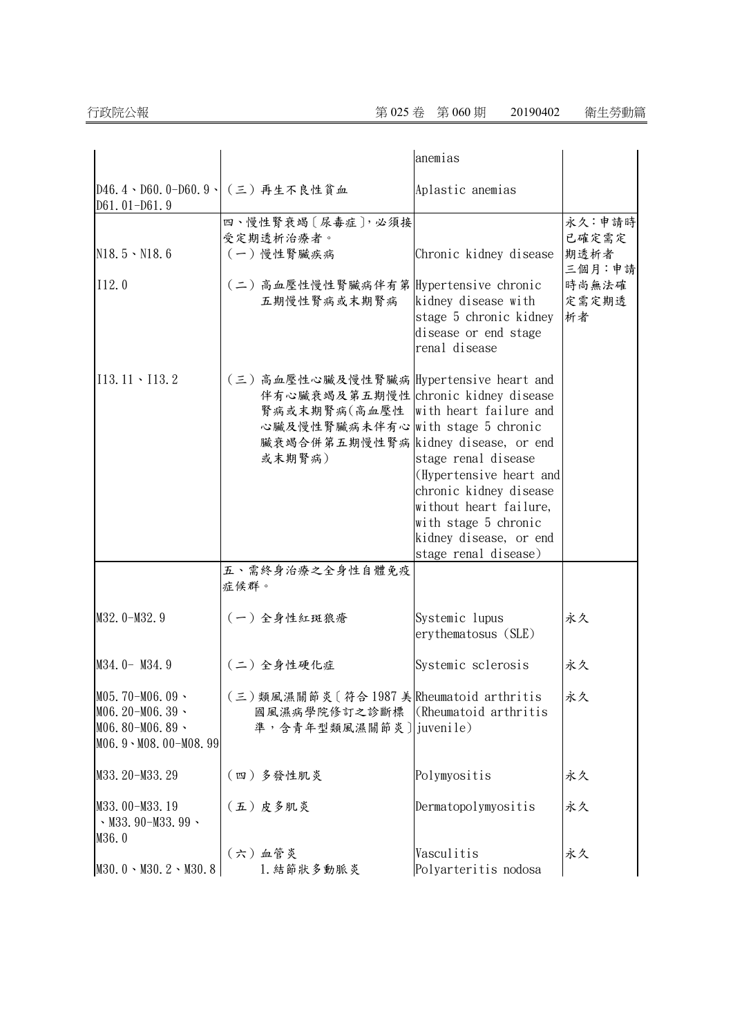| | | | |
|---|---|---|---|
| | | anemias | |
| D46.4、D60.0-D60.9、D61.01-D61.9 | （三）再生不良性貧血 | Aplastic anemias | |
| | 四、慢性腎衰竭〔尿毒症〕，必須接受定期透析治療者。 | | 永久：申請時已確定需定期透析者<br>三個月：申請時尚無法確定需定期透析者 |
| N18.5、N18.6 | （一）慢性腎臟疾病 | Chronic kidney disease | |
| I12.0 | （二）高血壓性慢性腎臟病伴有第五期慢性腎病或末期腎病 | Hypertensive chronic kidney disease with stage 5 chronic kidney disease or end stage renal disease | |
| I13.11、I13.2 | （三）高血壓性心臟及慢性腎臟病伴有心臟衰竭及第五期慢性腎病或末期腎病(高血壓性心臟及慢性腎臟病未伴有心臟衰竭合併第五期慢性腎病或末期腎病) | Hypertensive heart and chronic kidney disease with heart failure and with stage 5 chronic kidney disease, or end stage renal disease (Hypertensive heart and chronic kidney disease without heart failure, with stage 5 chronic kidney disease, or end stage renal disease) | |
| | 五、需終身治療之全身性自體免疫症候群。 | | |
| M32.0-M32.9 | （一）全身性紅斑狼瘡 | Systemic lupus erythematosus (SLE) | 永久 |
| M34.0- M34.9 | （二）全身性硬化症 | Systemic sclerosis | 永久 |
| M05.70-M06.09、M06.20-M06.39、M06.80-M06.89、M06.9、M08.00-M08.99 | （三）類風濕關節炎〔符合 1987 美國風濕病學院修訂之診斷標準，含青年型類風濕關節炎〕 | Rheumatoid arthritis (Rheumatoid arthritis juvenile) | 永久 |
| M33.20-M33.29 | （四）多發性肌炎 | Polymyositis | 永久 |
| M33.00-M33.19、M33.90-M33.99、M36.0 | （五）皮多肌炎 | Dermatopolymyositis | 永久 |
| | （六）血管炎 | Vasculitis | 永久 |
| M30.0、M30.2、M30.8 | 1.結節狀多動脈炎 | Polyarteritis nodosa | |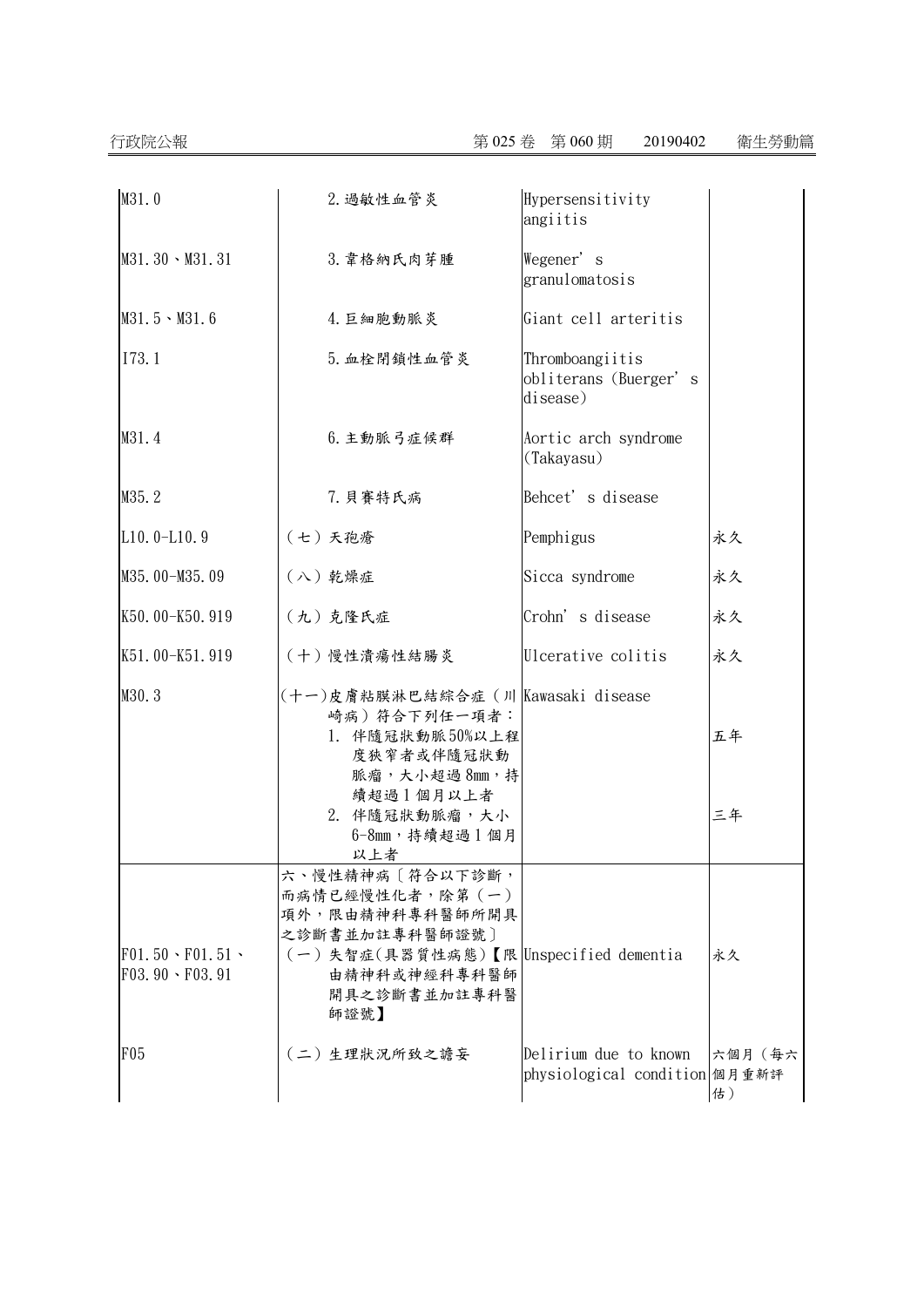| | | | |
|---|---|---|---|
| M31.0 | 2.過敏性血管炎 | Hypersensitivity angiitis | |
| M31.30、M31.31 | 3.韋格納氏肉芽腫 | Wegener' s granulomatosis | |
| M31.5、M31.6 | 4.巨細胞動脈炎 | Giant cell arteritis | |
| I73.1 | 5.血栓閉鎖性血管炎 | Thromboangiitis obliterans (Buerger' s disease) | |
| M31.4 | 6.主動脈弓症候群 | Aortic arch syndrome (Takayasu) | |
| M35.2 | 7.貝賽特氏病 | Behcet' s disease | |
| L10.0-L10.9 | (七)天孢瘡 | Pemphigus | 永久 |
| M35.00-M35.09 | (八)乾燥症 | Sicca syndrome | 永久 |
| K50.00-K50.919 | (九)克隆氏症 | Crohn' s disease | 永久 |
| K51.00-K51.919 | (十)慢性潰瘍性結腸炎 | Ulcerative colitis | 永久 |
| M30.3 | (十一)皮膚粘膜淋巴結綜合症(川崎病)符合下列任一項者： | Kawasaki disease | |
| | 1. 伴隨冠狀動脈50%以上程度狹窄者或伴隨冠狀動脈瘤，大小超過8mm，持續超過1個月以上者 | | 五年 |
| | 2. 伴隨冠狀動脈瘤，大小6-8mm，持續超過1個月以上者 | | 三年 |
| | 六、慢性精神病〔符合以下診斷，而病情已經慢性化者，除第(一)項外，限由精神科專科醫師所開具之診斷書並加註專科醫師證號〕 | | |
| F01.50、F01.51、F03.90、F03.91 | (一)失智症(具器質性病態)【限由精神科或神經科專科醫師開具之診斷書並加註專科醫師證號】 | Unspecified dementia | 永久 |
| F05 | (二)生理狀況所致之譫妄 | Delirium due to known physiological condition | 六個月(每六個月重新評估) |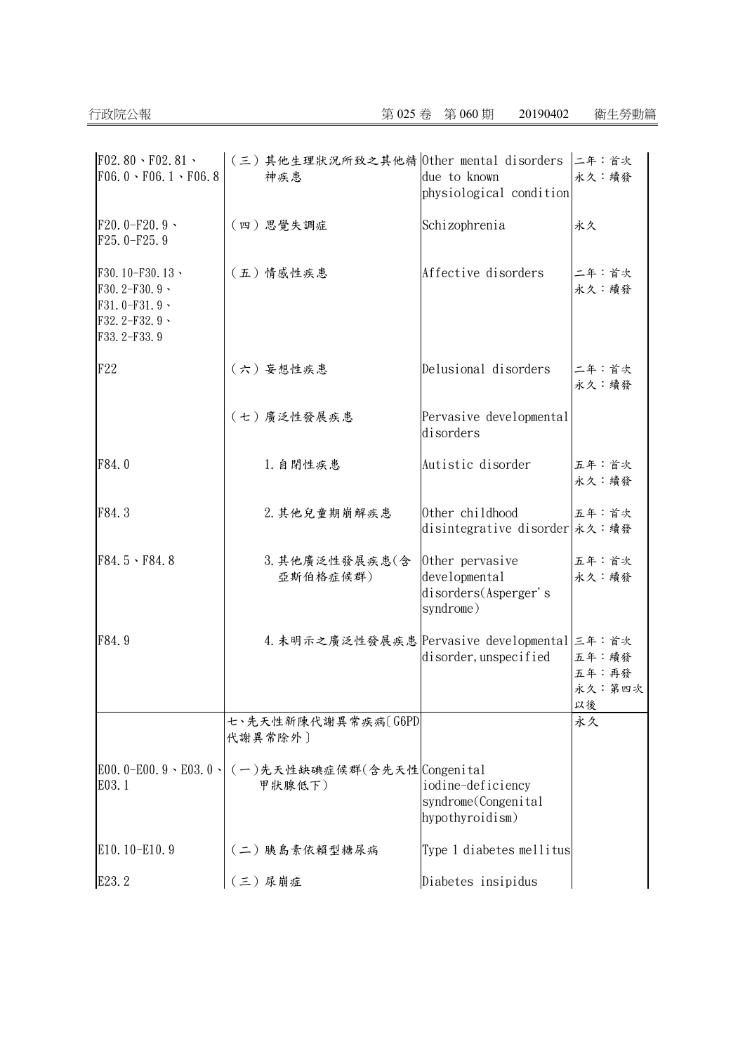| | | | |
|---|---|---|---|
| F02.80、F02.81、F06.0、F06.1、F06.8 | （三）其他生理狀況所致之其他精神疾患 | Other mental disorders due to known physiological condition | 二年：首次<br>永久：續發 |
| F20.0-F20.9、F25.0-F25.9 | （四）思覺失調症 | Schizophrenia | 永久 |
| F30.10-F30.13、F30.2-F30.9、F31.0-F31.9、F32.2-F32.9、F33.2-F33.9 | （五）情感性疾患 | Affective disorders | 二年：首次<br>永久：續發 |
| F22 | （六）妄想性疾患 | Delusional disorders | 二年：首次<br>永久：續發 |
| | （七）廣泛性發展疾患 | Pervasive developmental disorders | |
| F84.0 | 1.自閉性疾患 | Autistic disorder | 五年：首次<br>永久：續發 |
| F84.3 | 2.其他兒童期崩解疾患 | Other childhood disintegrative disorder | 五年：首次<br>永久：續發 |
| F84.5、F84.8 | 3.其他廣泛性發展疾患(含亞斯伯格症候群) | Other pervasive developmental disorders(Asperger's syndrome) | 五年：首次<br>永久：續發 |
| F84.9 | 4.未明示之廣泛性發展疾患 | Pervasive developmental disorder,unspecified | 三年：首次<br>五年：續發<br>五年：再發<br>永久：第四次以後 |
| | 七、先天性新陳代謝異常疾病〔G6PD代謝異常除外〕 | | 永久 |
| E00.0-E00.9、E03.0、E03.1 | (一)先天性缺碘症候群(含先天性甲狀腺低下) | Congenital iodine-deficiency syndrome(Congenital hypothyroidism) | |
| E10.10-E10.9 | （二）胰島素依賴型糖尿病 | Type 1 diabetes mellitus | |
| E23.2 | （三）尿崩症 | Diabetes insipidus | |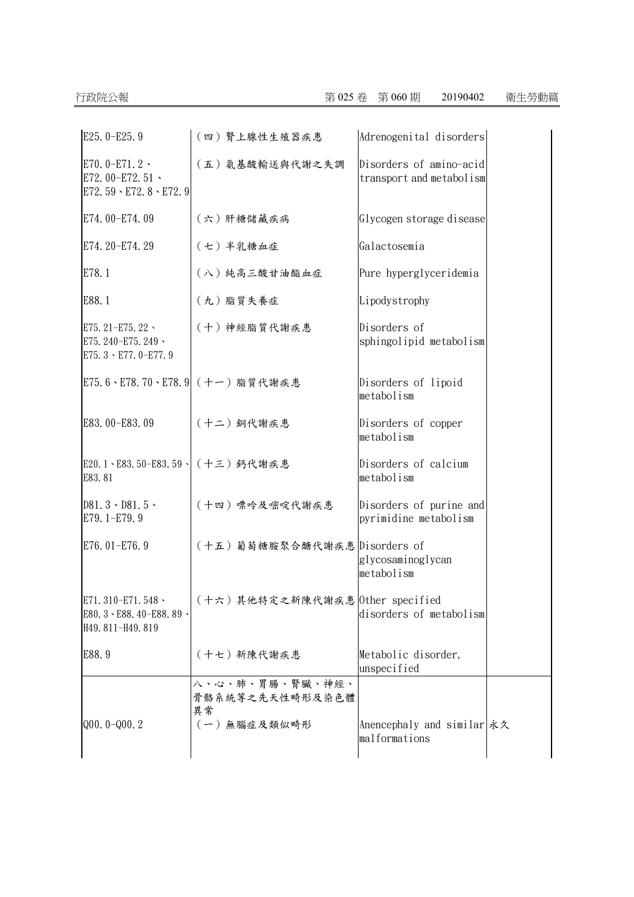| | | | |
|---|---|---|---|
| E25.0-E25.9 | （四）腎上腺性生殖器疾患 | Adrenogenital disorders | |
| E70.0-E71.2、E72.00-E72.51、E72.59、E72.8、E72.9 | （五）氨基酸輸送與代謝之失調 | Disorders of amino-acid transport and metabolism | |
| E74.00-E74.09 | （六）肝糖儲藏疾病 | Glycogen storage disease | |
| E74.20-E74.29 | （七）半乳糖血症 | Galactosemia | |
| E78.1 | （八）純高三酸甘油酯血症 | Pure hyperglyceridemia | |
| E88.1 | （九）脂質失養症 | Lipodystrophy | |
| E75.21-E75.22、E75.240-E75.249、E75.3、E77.0-E77.9 | （十）神經脂質代謝疾患 | Disorders of sphingolipid metabolism | |
| E75.6、E78.70、E78.9 | （十一）脂質代謝疾患 | Disorders of lipoid metabolism | |
| E83.00-E83.09 | （十二）銅代謝疾患 | Disorders of copper metabolism | |
| E20.1、E83.50-E83.59、E83.81 | （十三）鈣代謝疾患 | Disorders of calcium metabolism | |
| D81.3、D81.5、E79.1-E79.9 | （十四）嘌呤及嘧啶代謝疾患 | Disorders of purine and pyrimidine metabolism | |
| E76.01-E76.9 | （十五）葡萄糖胺聚合醣代謝疾患 | Disorders of glycosaminoglycan metabolism | |
| E71.310-E71.548、E80.3、E88.40-E88.89、H49.811-H49.819 | （十六）其他特定之新陳代謝疾患 | Other specified disorders of metabolism | |
| E88.9 | （十七）新陳代謝疾患 | Metabolic disorder, unspecified | |
| Q00.0-Q00.2 | 八、心、肺、胃腸、腎臟、神經、骨骼系統等之先天性畸形及染色體異常<br>（一）無腦症及類似畸形 | Anencephaly and similar malformations | 永久 |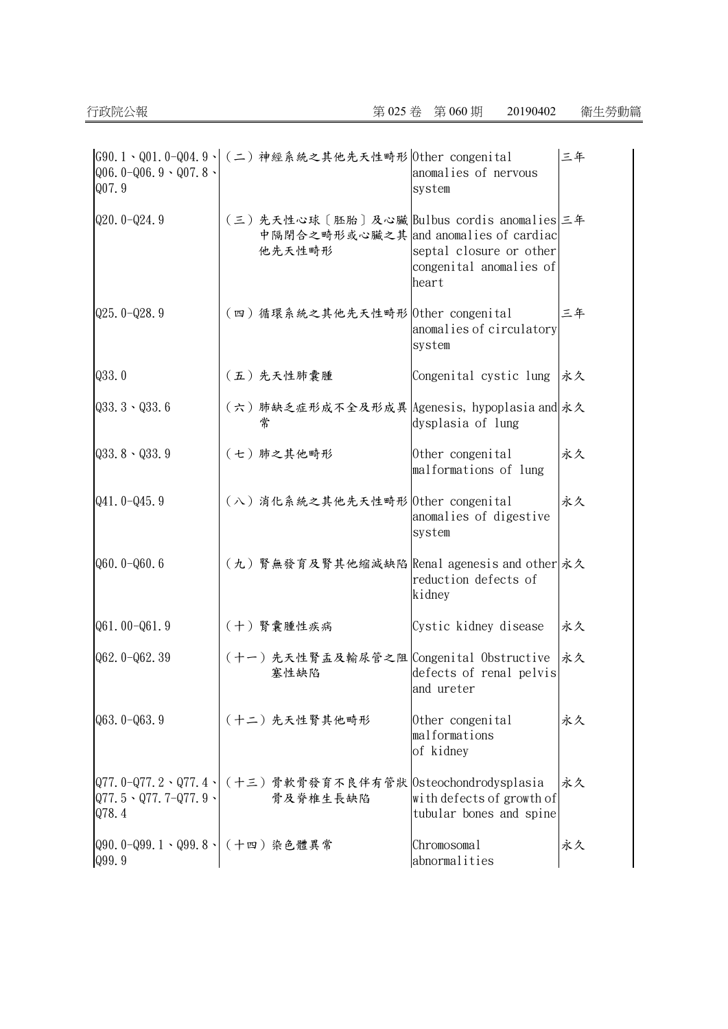| | | | |
|---|---|---|---|
| G90.1、Q01.0-Q04.9、Q06.0-Q06.9、Q07.8、Q07.9 | （二）神經系統之其他先天性畸形 | Other congenital anomalies of nervous system | 三年 |
| Q20.0-Q24.9 | （三）先天性心球〔胚胎〕及心臟中隔閉合之畸形或心臟之其他先天性畸形 | Bulbus cordis anomalies and anomalies of cardiac septal closure or other congenital anomalies of heart | 三年 |
| Q25.0-Q28.9 | （四）循環系統之其他先天性畸形 | Other congenital anomalies of circulatory system | 三年 |
| Q33.0 | （五）先天性肺囊腫 | Congenital cystic lung | 永久 |
| Q33.3、Q33.6 | （六）肺缺乏症形成不全及形成異常 | Agenesis, hypoplasia and dysplasia of lung | 永久 |
| Q33.8、Q33.9 | （七）肺之其他畸形 | Other congenital malformations of lung | 永久 |
| Q41.0-Q45.9 | （八）消化系統之其他先天性畸形 | Other congenital anomalies of digestive system | 永久 |
| Q60.0-Q60.6 | （九）腎無發育及腎其他縮減缺陷 | Renal agenesis and other reduction defects of kidney | 永久 |
| Q61.00-Q61.9 | （十）腎囊腫性疾病 | Cystic kidney disease | 永久 |
| Q62.0-Q62.39 | （十一）先天性腎盂及輸尿管之阻塞性缺陷 | Congenital Obstructive defects of renal pelvis and ureter | 永久 |
| Q63.0-Q63.9 | （十二）先天性腎其他畸形 | Other congenital malformations of kidney | 永久 |
| Q77.0-Q77.2、Q77.4、Q77.5、Q77.7-Q77.9、Q78.4 | （十三）骨軟骨發育不良伴有管狀骨及脊椎生長缺陷 | Osteochondrodysplasia with defects of growth of tubular bones and spine | 永久 |
| Q90.0-Q99.1、Q99.8、Q99.9 | （十四）染色體異常 | Chromosomal abnormalities | 永久 |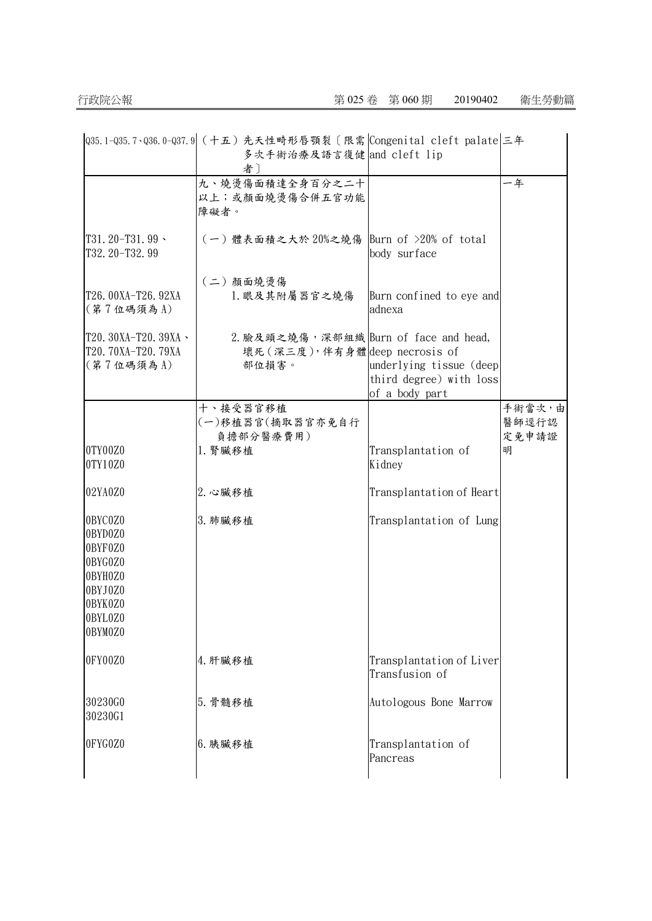| | | | |
|---|---|---|---|
| Q35.1-Q35.7、Q36.0-Q37.9 | （十五）先天性畸形唇顎裂〔限需多次手術治療及語言復健者〕 | Congenital cleft palate and cleft lip | 三年 |
| | 九、燒燙傷面積達全身百分之二十以上；或顏面燒燙傷合併五官功能障礙者。 | | 一年 |
| T31.20-T31.99、T32.20-T32.99 | （一）體表面積之大於 20%之燒傷 | Burn of >20% of total body surface | |
| | （二）顏面燒燙傷 | | |
| T26.00XA-T26.92XA（第 7 位碼須為 A） | 1.眼及其附屬器官之燒傷 | Burn confined to eye and adnexa | |
| T20.30XA-T20.39XA、T20.70XA-T20.79XA（第 7 位碼須為 A） | 2.臉及頭之燒傷，深部組織壞死（深三度），伴有身體部位損害。 | Burn of face and head, deep necrosis of underlying tissue (deep third degree) with loss of a body part | |
| | 十、接受器官移植<br>(一)移植器官(摘取器官亦免自行負擔部分醫療費用) | | 手術當次，由醫師逕行認定免申請證明 |
| 0TY00Z0<br>0TY10Z0 | 1.腎臟移植 | Transplantation of Kidney | |
| 02YA0Z0 | 2.心臟移植 | Transplantation of Heart | |
| 0BYC0Z0<br>0BYD0Z0<br>0BYF0Z0<br>0BYG0Z0<br>0BYH0Z0<br>0BYJ0Z0<br>0BYK0Z0<br>0BYL0Z0<br>0BYM0Z0 | 3.肺臟移植 | Transplantation of Lung | |
| 0FY00Z0 | 4.肝臟移植 | Transplantation of Liver | |
| 30230G0<br>30230G1 | 5.骨髓移植 | Transfusion of Autologous Bone Marrow | |
| 0FYG0Z0 | 6.胰臟移植 | Transplantation of Pancreas | |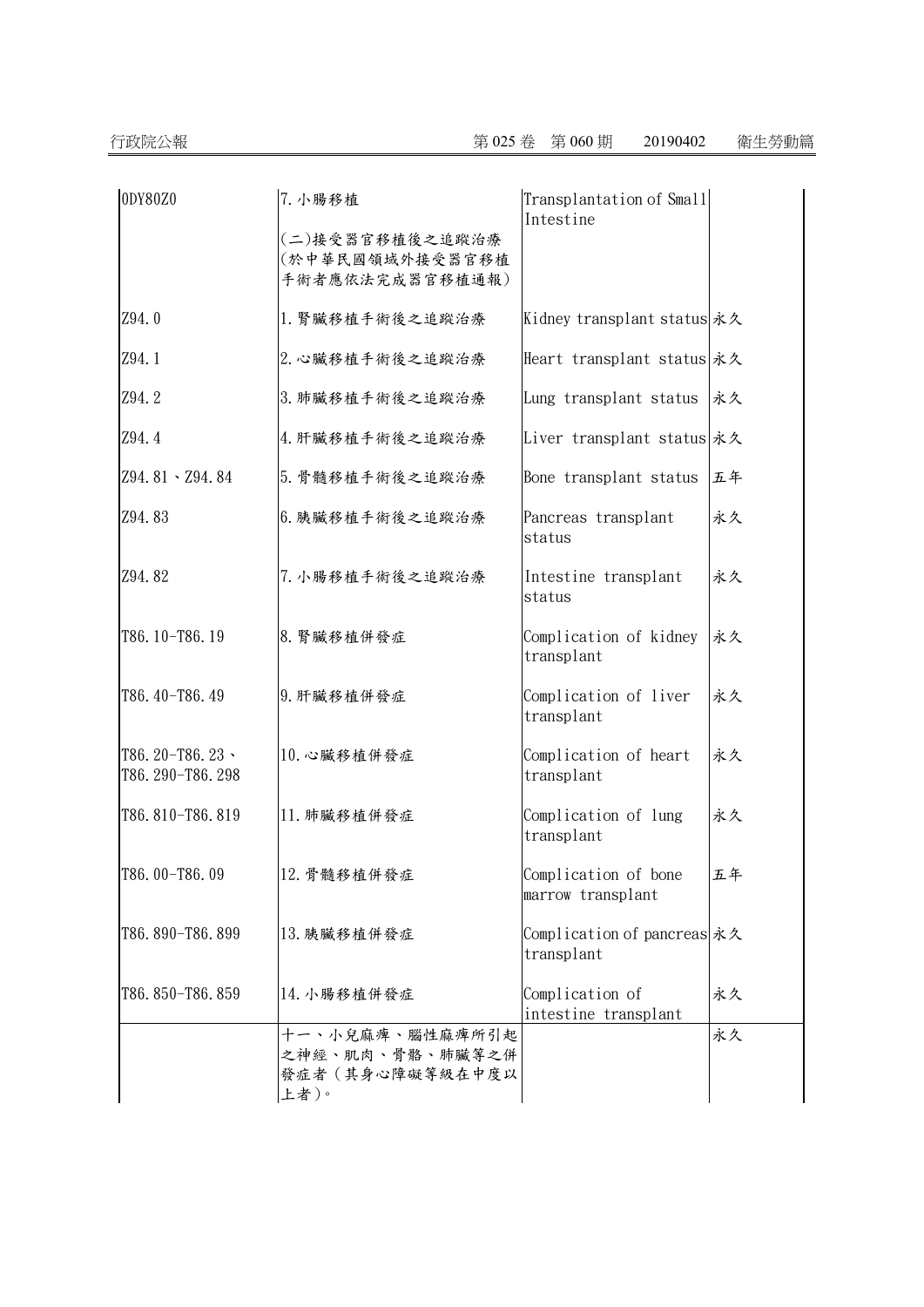| | | | |
|---|---|---|---|
| 0DY80Z0 | 7.小腸移植 | Transplantation of Small Intestine | |
| | (二)接受器官移植後之追蹤治療(於中華民國領域外接受器官移植手術者應依法完成器官移植通報) | | |
| Z94.0 | 1.腎臟移植手術後之追蹤治療 | Kidney transplant status | 永久 |
| Z94.1 | 2.心臟移植手術後之追蹤治療 | Heart transplant status | 永久 |
| Z94.2 | 3.肺臟移植手術後之追蹤治療 | Lung transplant status | 永久 |
| Z94.4 | 4.肝臟移植手術後之追蹤治療 | Liver transplant status | 永久 |
| Z94.81、Z94.84 | 5.骨髓移植手術後之追蹤治療 | Bone transplant status | 五年 |
| Z94.83 | 6.胰臟移植手術後之追蹤治療 | Pancreas transplant status | 永久 |
| Z94.82 | 7.小腸移植手術後之追蹤治療 | Intestine transplant status | 永久 |
| T86.10-T86.19 | 8.腎臟移植併發症 | Complication of kidney transplant | 永久 |
| T86.40-T86.49 | 9.肝臟移植併發症 | Complication of liver transplant | 永久 |
| T86.20-T86.23、T86.290-T86.298 | 10.心臟移植併發症 | Complication of heart transplant | 永久 |
| T86.810-T86.819 | 11.肺臟移植併發症 | Complication of lung transplant | 永久 |
| T86.00-T86.09 | 12.骨髓移植併發症 | Complication of bone marrow transplant | 五年 |
| T86.890-T86.899 | 13.胰臟移植併發症 | Complication of pancreas transplant | 永久 |
| T86.850-T86.859 | 14.小腸移植併發症 | Complication of intestine transplant | 永久 |
| | 十一、小兒麻痺、腦性麻痺所引起之神經、肌肉、骨骼、肺臟等之併發症者(其身心障礙等級在中度以上者)。 | | 永久 |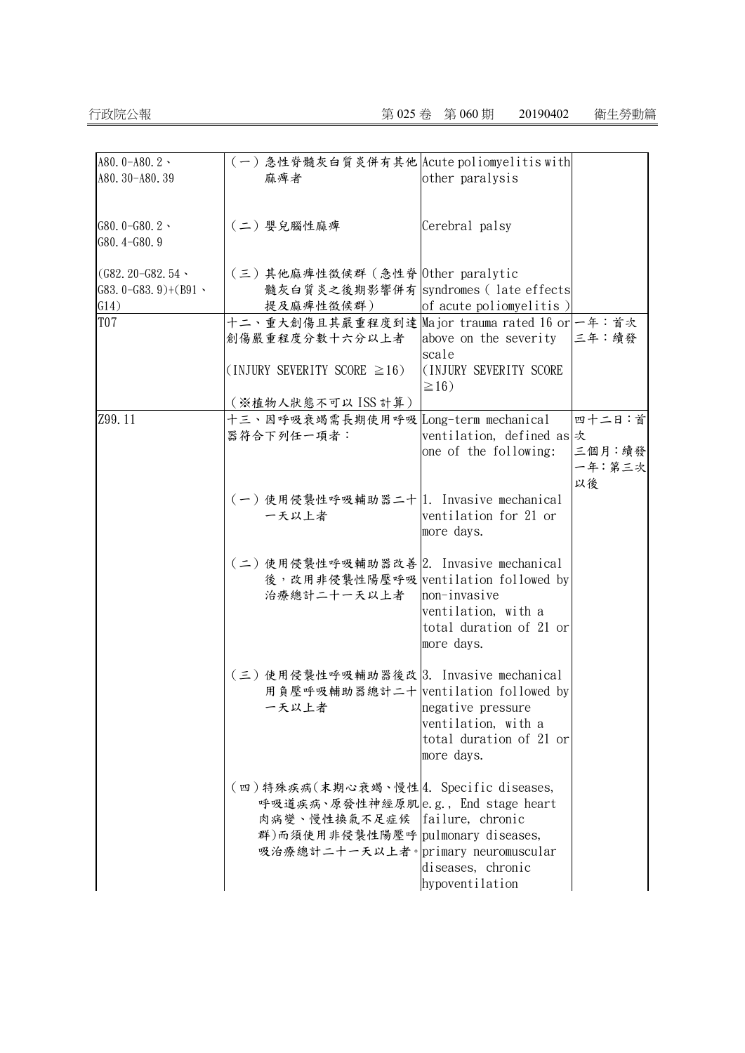| | | | |
|---|---|---|---|
| A80.0-A80.2、<br>A80.30-A80.39 | （一）急性脊髓灰白質炎併有其他麻痺者 | Acute poliomyelitis with other paralysis | |
| G80.0-G80.2、<br>G80.4-G80.9 | （二）嬰兒腦性麻痺 | Cerebral palsy | |
| (G82.20-G82.54、<br>G83.0-G83.9)+(B91、<br>G14) | （三）其他麻痺性徵候群（急性脊髓灰白質炎之後期影響併有提及麻痺性徵候群） | Other paralytic syndromes ( late effects of acute poliomyelitis ) | |
| T07 | 十二、重大創傷且其嚴重程度到達創傷嚴重程度分數十六分以上者<br>(INJURY SEVERITY SCORE ≧16)<br>（※植物人狀態不可以 ISS 計算） | Major trauma rated 16 or above on the severity scale<br>(INJURY SEVERITY SCORE ≧16) | 一年：首次<br>三年：續發 |
| Z99.11 | 十三、因呼吸衰竭需長期使用呼吸器符合下列任一項者：<br>（一）使用侵襲性呼吸輔助器二十一天以上者<br>（二）使用侵襲性呼吸輔助器改善後，改用非侵襲性陽壓呼吸治療總計二十一天以上者<br>（三）使用侵襲性呼吸輔助器後改用負壓呼吸輔助器總計二十一天以上者<br>（四）特殊疾病(末期心衰竭、慢性呼吸道疾病、原發性神經原肌肉病變、慢性換氣不足症候群)而須使用非侵襲性陽壓呼吸治療總計二十一天以上者。 | Long-term mechanical ventilation, defined as one of the following:<br>1. Invasive mechanical ventilation for 21 or more days.<br>2. Invasive mechanical ventilation followed by non-invasive ventilation, with a total duration of 21 or more days.<br>3. Invasive mechanical ventilation followed by negative pressure ventilation, with a total duration of 21 or more days.<br>4. Specific diseases, e.g., End stage heart failure, chronic pulmonary diseases, primary neuromuscular diseases, chronic hypoventilation | 四十二日：首次<br>三個月：續發<br>一年：第三次以後 |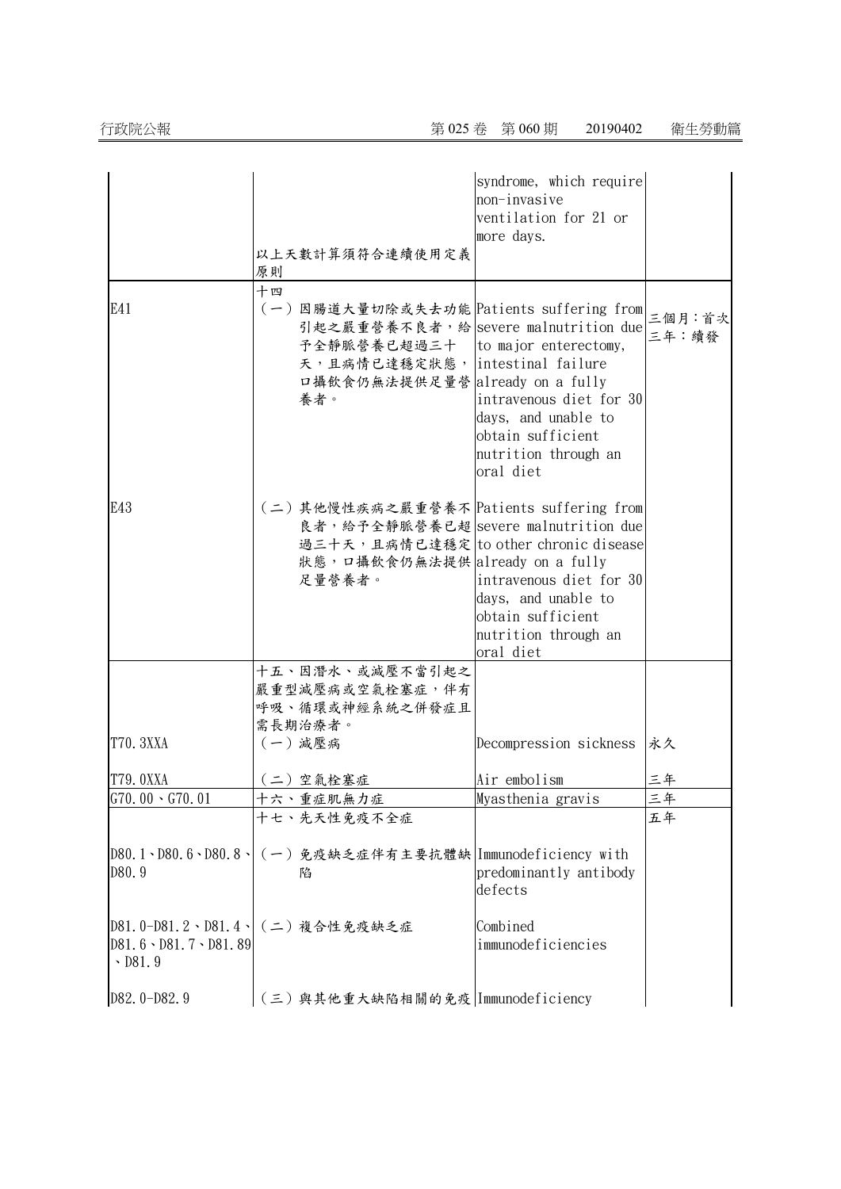| | | | |
|---|---|---|---|
| | 以上天數計算須符合連續使用定義原則 | syndrome, which require non-invasive ventilation for 21 or more days. | |
| | 十四 | | |
| E41 | （一）因腸道大量切除或失去功能引起之嚴重營養不良者，給予全靜脈營養已超過三十天，且病情已達穩定狀態，口攝飲食仍無法提供足量營養者。 | Patients suffering from severe malnutrition due to major enterectomy, intestinal failure already on a fully intravenous diet for 30 days, and unable to obtain sufficient nutrition through an oral diet | 三個月：首次<br>三年：續發 |
| E43 | （二）其他慢性疾病之嚴重營養不良者，給予全靜脈營養已超過三十天，且病情已達穩定狀態，口攝飲食仍無法提供足量營養者。 | Patients suffering from severe malnutrition due to other chronic disease already on a fully intravenous diet for 30 days, and unable to obtain sufficient nutrition through an oral diet | |
| | 十五、因潛水、或減壓不當引起之嚴重型減壓病或空氣栓塞症，伴有呼吸、循環或神經系統之併發症且需長期治療者。 | | |
| T70.3XXA | （一）減壓病 | Decompression sickness | 永久 |
| T79.0XXA | （二）空氣栓塞症 | Air embolism | 三年 |
| G70.00、G70.01 | 十六、重症肌無力症 | Myasthenia gravis | 三年 |
| | 十七、先天性免疫不全症 | | 五年 |
| D80.1、D80.6、D80.8、D80.9 | （一）免疫缺乏症伴有主要抗體缺陷 | Immunodeficiency with predominantly antibody defects | |
| D81.0-D81.2、D81.4、D81.6、D81.7、D81.89、D81.9 | （二）複合性免疫缺乏症 | Combined immunodeficiencies | |
| D82.0-D82.9 | （三）與其他重大缺陷相關的免疫 | Immunodeficiency | |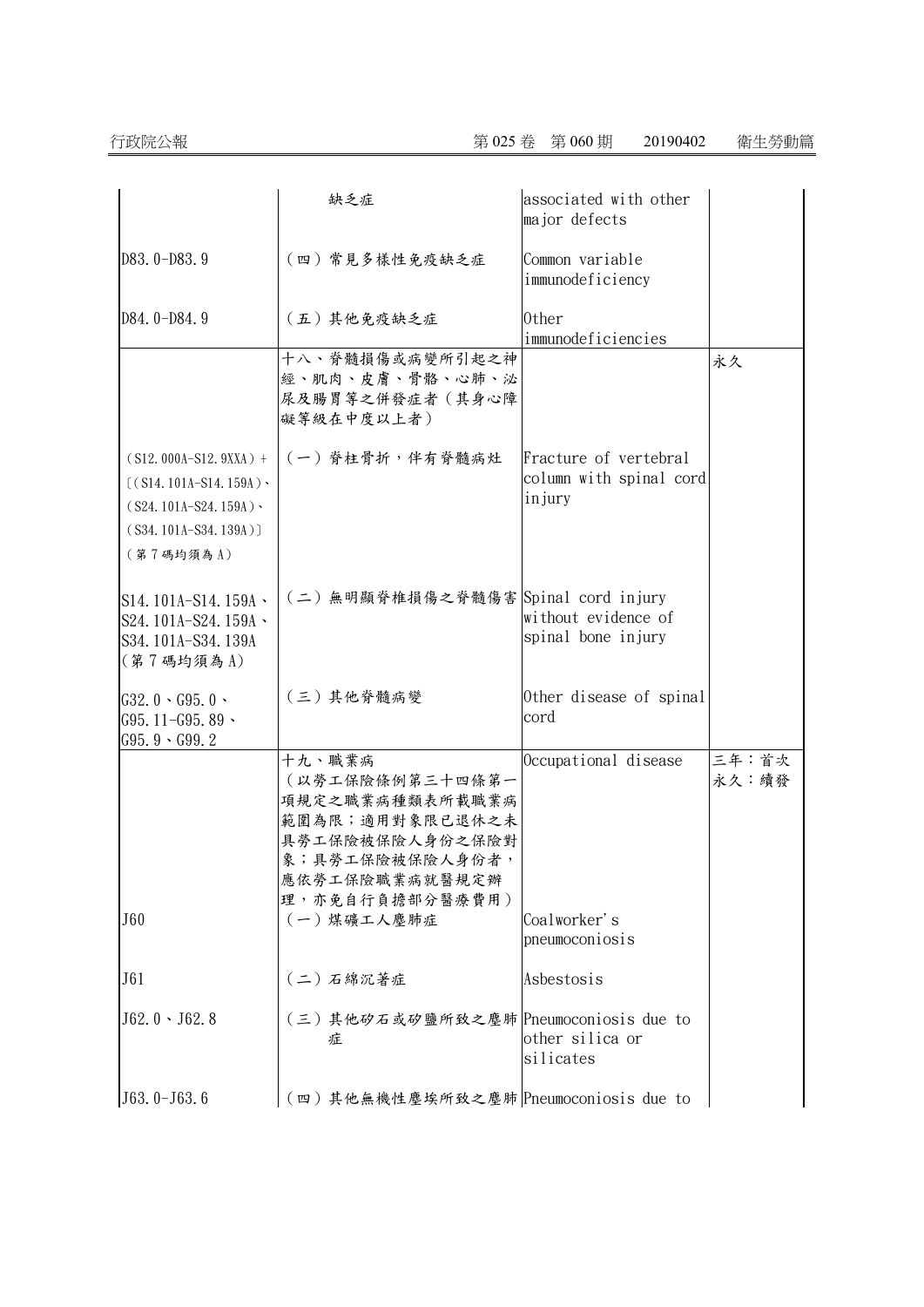| | | | |
|---|---|---|---|
| | 缺乏症 | associated with other major defects | |
| D83.0-D83.9 | （四）常見多樣性免疫缺乏症 | Common variable immunodeficiency | |
| D84.0-D84.9 | （五）其他免疫缺乏症 | Other immunodeficiencies | |
| | 十八、脊髓損傷或病變所引起之神經、肌肉、皮膚、骨骼、心肺、泌尿及腸胃等之併發症者（其身心障礙等級在中度以上者） | | 永久 |
| (S12.000A-S12.9XXA)+〔(S14.101A-S14.159A)、(S24.101A-S24.159A)、(S34.101A-S34.139A)〕（第7碼均須為A） | （一）脊柱骨折，伴有脊髓病灶 | Fracture of vertebral column with spinal cord injury | |
| S14.101A-S14.159A、S24.101A-S24.159A、S34.101A-S34.139A（第7碼均須為A） | （二）無明顯脊椎損傷之脊髓傷害 | Spinal cord injury without evidence of spinal bone injury | |
| G32.0、G95.0、G95.11-G95.89、G95.9、G99.2 | （三）其他脊髓病變 | Other disease of spinal cord | |
| | 十九、職業病（以勞工保險條例第三十四條第一項規定之職業病種類表所載職業病範圍為限；適用對象限已退休之未具勞工保險被保險人身份之保險對象；具勞工保險被保險人身份者，應依勞工保險職業病就醫規定辦理，亦免自行負擔部分醫療費用） | Occupational disease | 三年：首次<br>永久：續發 |
| J60 | （一）煤礦工人塵肺症 | Coalworker's pneumoconiosis | |
| J61 | （二）石綿沉著症 | Asbestosis | |
| J62.0、J62.8 | （三）其他矽石或矽鹽所致之塵肺症 | Pneumoconiosis due to other silica or silicates | |
| J63.0-J63.6 | （四）其他無機性塵埃所致之塵肺 | Pneumoconiosis due to | |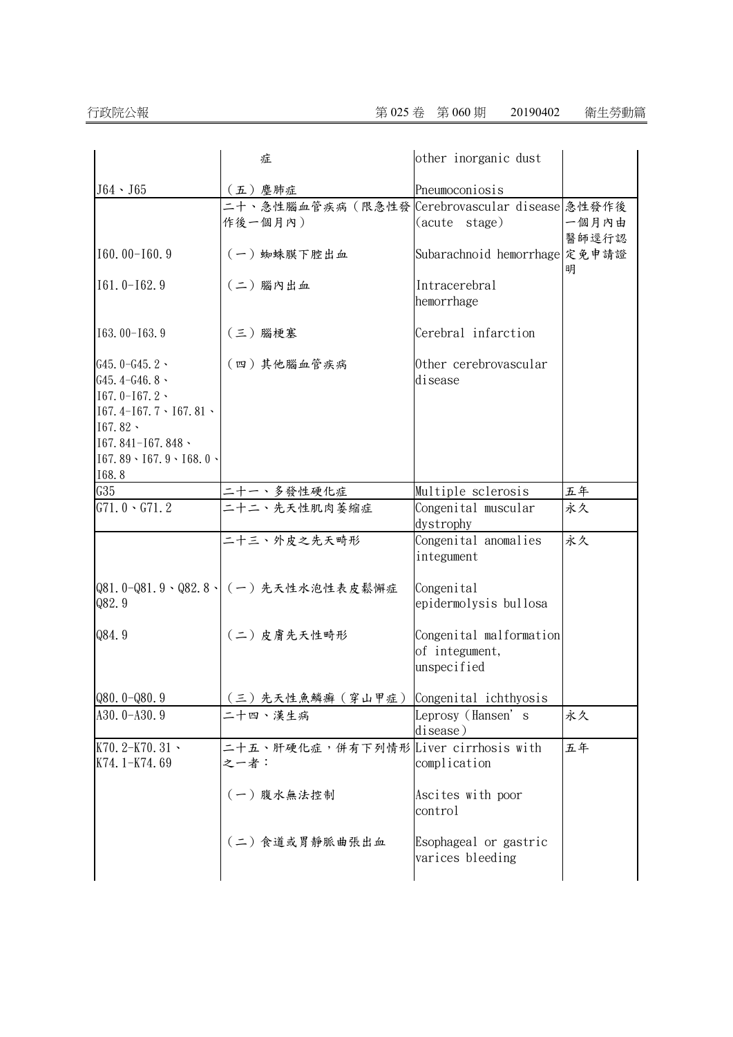| | | | |
|---|---|---|---|
| | 症 | other inorganic dust | |
| J64、J65 | （五）塵肺症 | Pneumoconiosis | |
| | 二十、急性腦血管疾病（限急性發作後一個月內） | Cerebrovascular disease (acute stage) | 急性發作後一個月內由醫師逕行認定免申請證明 |
| I60.00-I60.9 | （一）蜘蛛膜下腔出血 | Subarachnoid hemorrhage | |
| I61.0-I62.9 | （二）腦內出血 | Intracerebral hemorrhage | |
| I63.00-I63.9 | （三）腦梗塞 | Cerebral infarction | |
| G45.0-G45.2、G45.4-G46.8、I67.0-I67.2、I67.4-I67.7、I67.81、I67.82、I67.841-I67.848、I67.89、I67.9、I68.0、I68.8 | （四）其他腦血管疾病 | Other cerebrovascular disease | |
| G35 | 二十一、多發性硬化症 | Multiple sclerosis | 五年 |
| G71.0、G71.2 | 二十二、先天性肌肉萎縮症 | Congenital muscular dystrophy | 永久 |
| | 二十三、外皮之先天畸形 | Congenital anomalies integument | 永久 |
| Q81.0-Q81.9、Q82.8、Q82.9 | （一）先天性水泡性表皮鬆解症 | Congenital epidermolysis bullosa | |
| Q84.9 | （二）皮膚先天性畸形 | Congenital malformation of integument, unspecified | |
| Q80.0-Q80.9 | （三）先天性魚鱗癬（穿山甲症） | Congenital ichthyosis | |
| A30.0-A30.9 | 二十四、漢生病 | Leprosy (Hansen' s disease) | 永久 |
| K70.2-K70.31、K74.1-K74.69 | 二十五、肝硬化症，併有下列情形之一者： | Liver cirrhosis with complication | 五年 |
| | （一）腹水無法控制 | Ascites with poor control | |
| | （二）食道或胃靜脈曲張出血 | Esophageal or gastric varices bleeding | |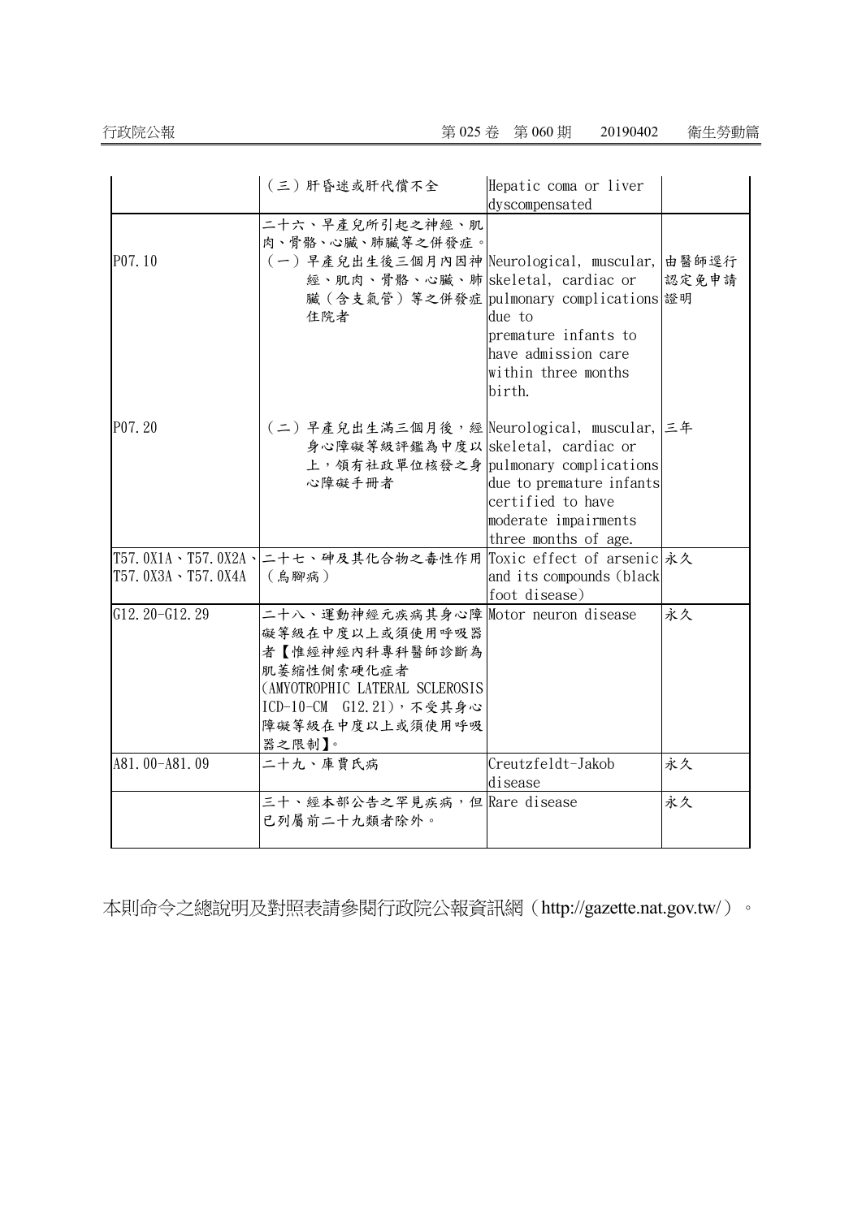| | | | |
|---|---|---|---|
| | （三）肝昏迷或肝代償不全 | Hepatic coma or liver dyscompensated | |
| | 二十六、早產兒所引起之神經、肌肉、骨骼、心臟、肺臟等之併發症。 | | |
| P07.10 | （一）早產兒出生後三個月內因神經、肌肉、骨骼、心臟、肺臟（含支氣管）等之併發症住院者 | Neurological, muscular, skeletal, cardiac or pulmonary complications due to premature infants to have admission care within three months birth. | 由醫師逕行認定免申請證明 |
| P07.20 | （二）早產兒出生滿三個月後，經身心障礙等級評鑑為中度以上，領有社政單位核發之身心障礙手冊者 | Neurological, muscular, skeletal, cardiac or pulmonary complications due to premature infants certified to have moderate impairments three months of age. | 三年 |
| T57.0X1A、T57.0X2A、T57.0X3A、T57.0X4A | 二十七、砷及其化合物之毒性作用（烏腳病） | Toxic effect of arsenic and its compounds (black foot disease) | 永久 |
| G12.20-G12.29 | 二十八、運動神經元疾病其身心障礙等級在中度以上或須使用呼吸器者【惟經神經內科專科醫師診斷為肌萎縮性側索硬化症者(AMYOTROPHIC LATERAL SCLEROSIS ICD-10-CM G12.21)，不受其身心障礙等級在中度以上或須使用呼吸器之限制】。 | Motor neuron disease | 永久 |
| A81.00-A81.09 | 二十九、庫賈氏病 | Creutzfeldt-Jakob disease | 永久 |
| | 三十、經本部公告之罕見疾病，但已列屬前二十九類者除外。 | Rare disease | 永久 |

本則命令之總說明及對照表請參閱行政院公報資訊網（http://gazette.nat.gov.tw/）。